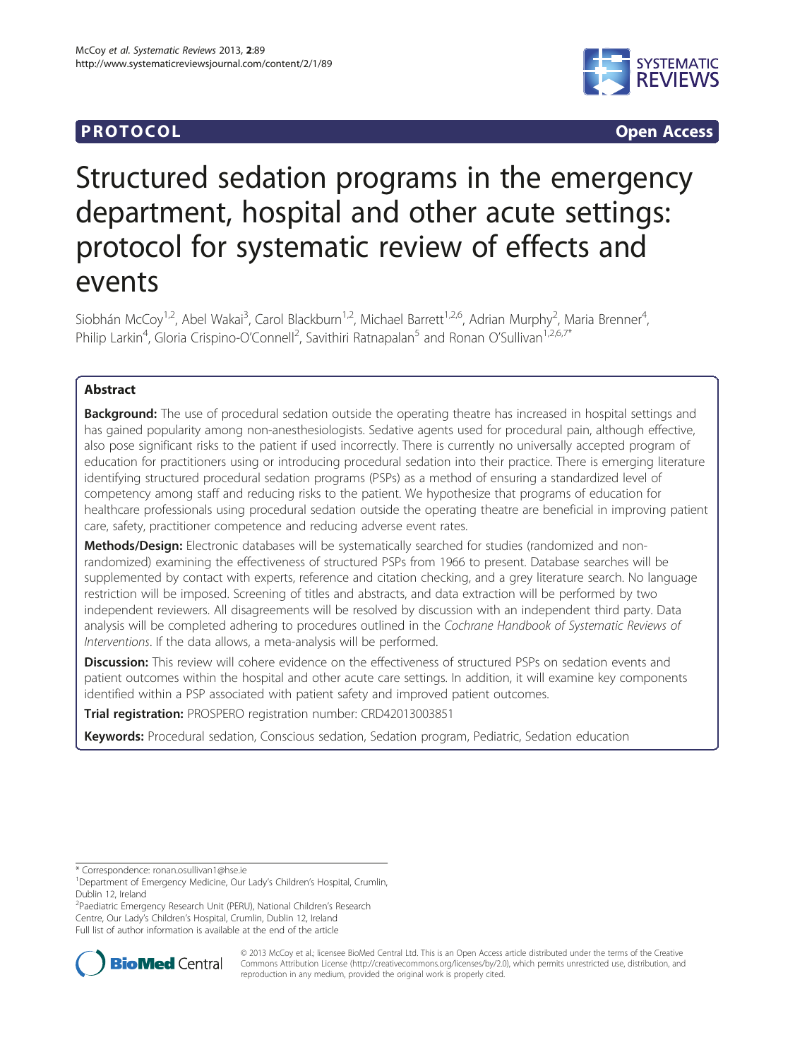**PROTOCOL** **Open Access**

# Structured sedation programs in the emergency department, hospital and other acute settings: protocol for systematic review of effects and events

Siobhán McCoy[1,2], Abel Wakai[3], Carol Blackburn[1,2], Michael Barrett[1,2,6], Adrian Murphy[2], Maria Brenner[4], Philip Larkin[4], Gloria Crispino-O'Connell[2], Savithiri Ratnapalan[5] and Ronan O'Sullivan[1,2,6,7*]

## Abstract

**Background:** The use of procedural sedation outside the operating theatre has increased in hospital settings and has gained popularity among non-anesthesiologists. Sedative agents used for procedural pain, although effective, also pose significant risks to the patient if used incorrectly. There is currently no universally accepted program of education for practitioners using or introducing procedural sedation into their practice. There is emerging literature identifying structured procedural sedation programs (PSPs) as a method of ensuring a standardized level of competency among staff and reducing risks to the patient. We hypothesize that programs of education for healthcare professionals using procedural sedation outside the operating theatre are beneficial in improving patient care, safety, practitioner competence and reducing adverse event rates.

**Methods/Design:** Electronic databases will be systematically searched for studies (randomized and non-randomized) examining the effectiveness of structured PSPs from 1966 to present. Database searches will be supplemented by contact with experts, reference and citation checking, and a grey literature search. No language restriction will be imposed. Screening of titles and abstracts, and data extraction will be performed by two independent reviewers. All disagreements will be resolved by discussion with an independent third party. Data analysis will be completed adhering to procedures outlined in the *Cochrane Handbook of Systematic Reviews of Interventions*. If the data allows, a meta-analysis will be performed.

**Discussion:** This review will cohere evidence on the effectiveness of structured PSPs on sedation events and patient outcomes within the hospital and other acute care settings. In addition, it will examine key components identified within a PSP associated with patient safety and improved patient outcomes.

**Trial registration:** PROSPERO registration number: CRD42013003851

**Keywords:** Procedural sedation, Conscious sedation, Sedation program, Pediatric, Sedation education

---

\* Correspondence: ronan.osullivan1@hse.ie

[1]Department of Emergency Medicine, Our Lady's Children's Hospital, Crumlin, Dublin 12, Ireland

[2]Paediatric Emergency Research Unit (PERU), National Children's Research Centre, Our Lady's Children's Hospital, Crumlin, Dublin 12, Ireland

Full list of author information is available at the end of the article

© 2013 McCoy et al.; licensee BioMed Central Ltd. This is an Open Access article distributed under the terms of the Creative Commons Attribution License (http://creativecommons.org/licenses/by/2.0), which permits unrestricted use, distribution, and reproduction in any medium, provided the original work is properly cited.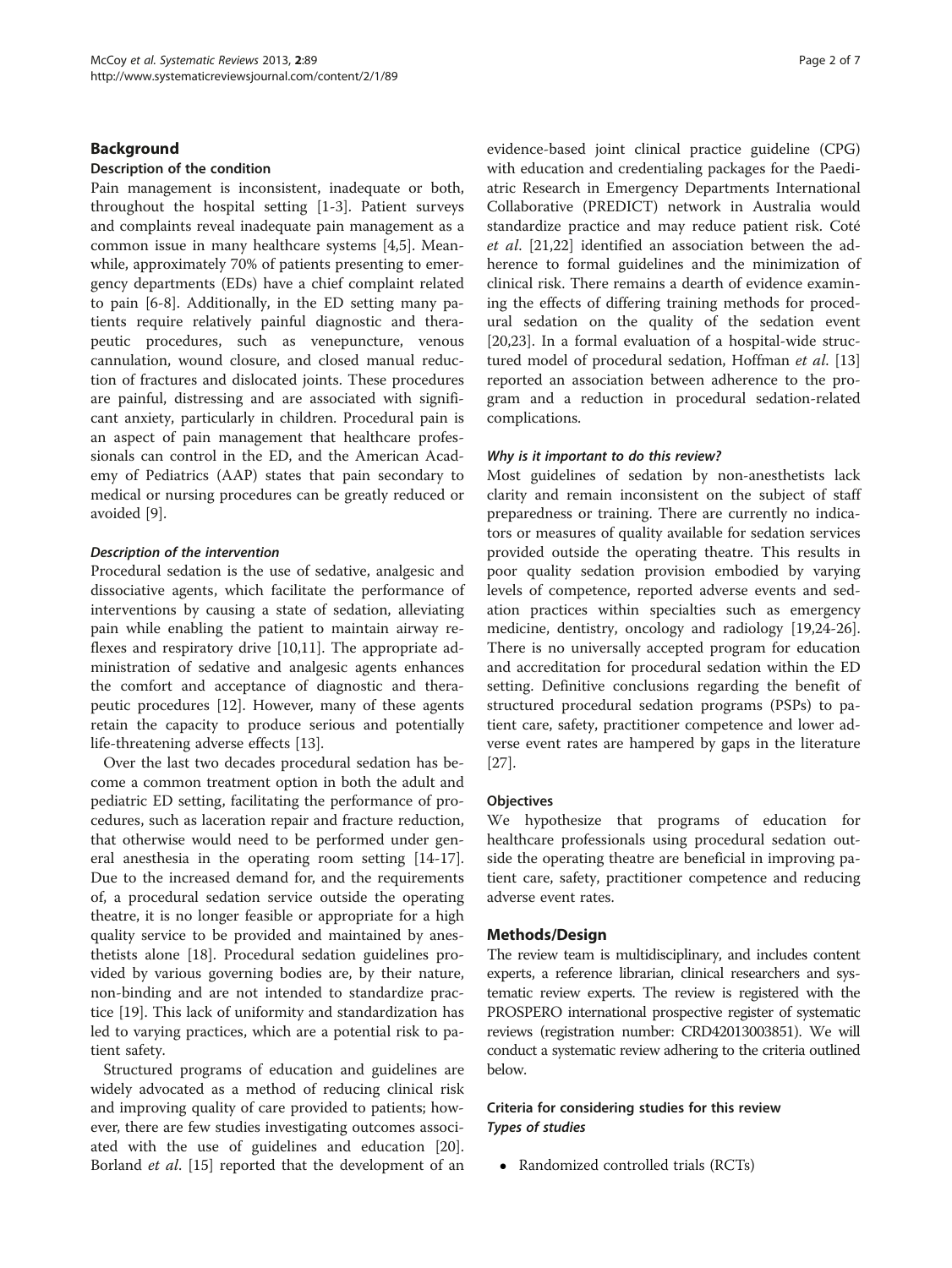## Background

### Description of the condition

Pain management is inconsistent, inadequate or both, throughout the hospital setting [1-3]. Patient surveys and complaints reveal inadequate pain management as a common issue in many healthcare systems [4,5]. Meanwhile, approximately 70% of patients presenting to emergency departments (EDs) have a chief complaint related to pain [6-8]. Additionally, in the ED setting many patients require relatively painful diagnostic and therapeutic procedures, such as venepuncture, venous cannulation, wound closure, and closed manual reduction of fractures and dislocated joints. These procedures are painful, distressing and are associated with significant anxiety, particularly in children. Procedural pain is an aspect of pain management that healthcare professionals can control in the ED, and the American Academy of Pediatrics (AAP) states that pain secondary to medical or nursing procedures can be greatly reduced or avoided [9].

#### *Description of the intervention*

Procedural sedation is the use of sedative, analgesic and dissociative agents, which facilitate the performance of interventions by causing a state of sedation, alleviating pain while enabling the patient to maintain airway reflexes and respiratory drive [10,11]. The appropriate administration of sedative and analgesic agents enhances the comfort and acceptance of diagnostic and therapeutic procedures [12]. However, many of these agents retain the capacity to produce serious and potentially life-threatening adverse effects [13].

Over the last two decades procedural sedation has become a common treatment option in both the adult and pediatric ED setting, facilitating the performance of procedures, such as laceration repair and fracture reduction, that otherwise would need to be performed under general anesthesia in the operating room setting [14-17]. Due to the increased demand for, and the requirements of, a procedural sedation service outside the operating theatre, it is no longer feasible or appropriate for a high quality service to be provided and maintained by anesthetists alone [18]. Procedural sedation guidelines provided by various governing bodies are, by their nature, non-binding and are not intended to standardize practice [19]. This lack of uniformity and standardization has led to varying practices, which are a potential risk to patient safety.

Structured programs of education and guidelines are widely advocated as a method of reducing clinical risk and improving quality of care provided to patients; however, there are few studies investigating outcomes associated with the use of guidelines and education [20]. Borland *et al*. [15] reported that the development of an evidence-based joint clinical practice guideline (CPG) with education and credentialing packages for the Paediatric Research in Emergency Departments International Collaborative (PREDICT) network in Australia would standardize practice and may reduce patient risk. Coté *et al*. [21,22] identified an association between the adherence to formal guidelines and the minimization of clinical risk. There remains a dearth of evidence examining the effects of differing training methods for procedural sedation on the quality of the sedation event [20,23]. In a formal evaluation of a hospital-wide structured model of procedural sedation, Hoffman *et al*. [13] reported an association between adherence to the program and a reduction in procedural sedation-related complications.

#### *Why is it important to do this review?*

Most guidelines of sedation by non-anesthetists lack clarity and remain inconsistent on the subject of staff preparedness or training. There are currently no indicators or measures of quality available for sedation services provided outside the operating theatre. This results in poor quality sedation provision embodied by varying levels of competence, reported adverse events and sedation practices within specialties such as emergency medicine, dentistry, oncology and radiology [19,24-26]. There is no universally accepted program for education and accreditation for procedural sedation within the ED setting. Definitive conclusions regarding the benefit of structured procedural sedation programs (PSPs) to patient care, safety, practitioner competence and lower adverse event rates are hampered by gaps in the literature [27].

### Objectives

We hypothesize that programs of education for healthcare professionals using procedural sedation outside the operating theatre are beneficial in improving patient care, safety, practitioner competence and reducing adverse event rates.

## Methods/Design

The review team is multidisciplinary, and includes content experts, a reference librarian, clinical researchers and systematic review experts. The review is registered with the PROSPERO international prospective register of systematic reviews (registration number: CRD42013003851). We will conduct a systematic review adhering to the criteria outlined below.

### Criteria for considering studies for this review

#### *Types of studies*

- Randomized controlled trials (RCTs)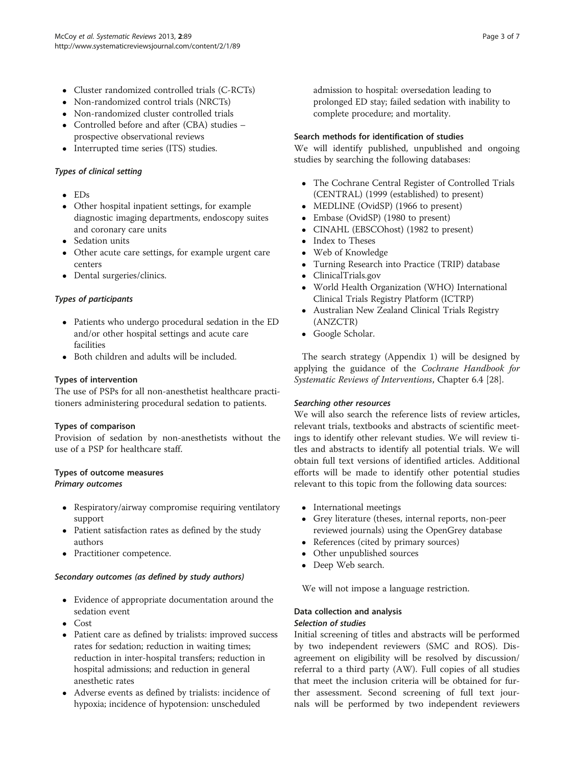- Cluster randomized controlled trials (C-RCTs)
- Non-randomized control trials (NRCTs)
- Non-randomized cluster controlled trials
- Controlled before and after (CBA) studies – prospective observational reviews
- Interrupted time series (ITS) studies.

#### *Types of clinical setting*

- EDs
- Other hospital inpatient settings, for example diagnostic imaging departments, endoscopy suites and coronary care units
- Sedation units
- Other acute care settings, for example urgent care centers
- Dental surgeries/clinics.

#### *Types of participants*

- Patients who undergo procedural sedation in the ED and/or other hospital settings and acute care facilities
- Both children and adults will be included.

### Types of intervention

The use of PSPs for all non-anesthetist healthcare practitioners administering procedural sedation to patients.

### Types of comparison

Provision of sedation by non-anesthetists without the use of a PSP for healthcare staff.

### Types of outcome measures

#### *Primary outcomes*

- Respiratory/airway compromise requiring ventilatory support
- Patient satisfaction rates as defined by the study authors
- Practitioner competence.

#### *Secondary outcomes (as defined by study authors)*

- Evidence of appropriate documentation around the sedation event
- Cost
- Patient care as defined by trialists: improved success rates for sedation; reduction in waiting times; reduction in inter-hospital transfers; reduction in hospital admissions; and reduction in general anesthetic rates
- Adverse events as defined by trialists: incidence of hypoxia; incidence of hypotension: unscheduled admission to hospital: oversedation leading to prolonged ED stay; failed sedation with inability to complete procedure; and mortality.

### Search methods for identification of studies

We will identify published, unpublished and ongoing studies by searching the following databases:

- The Cochrane Central Register of Controlled Trials (CENTRAL) (1999 (established) to present)
- MEDLINE (OvidSP) (1966 to present)
- Embase (OvidSP) (1980 to present)
- CINAHL (EBSCOhost) (1982 to present)
- Index to Theses
- Web of Knowledge
- Turning Research into Practice (TRIP) database
- ClinicalTrials.gov
- World Health Organization (WHO) International Clinical Trials Registry Platform (ICTRP)
- Australian New Zealand Clinical Trials Registry (ANZCTR)
- Google Scholar.

The search strategy (Appendix 1) will be designed by applying the guidance of the *Cochrane Handbook for Systematic Reviews of Interventions*, Chapter 6.4 [28].

#### *Searching other resources*

We will also search the reference lists of review articles, relevant trials, textbooks and abstracts of scientific meetings to identify other relevant studies. We will review titles and abstracts to identify all potential trials. We will obtain full text versions of identified articles. Additional efforts will be made to identify other potential studies relevant to this topic from the following data sources:

- International meetings
- Grey literature (theses, internal reports, non-peer reviewed journals) using the OpenGrey database
- References (cited by primary sources)
- Other unpublished sources
- Deep Web search.

We will not impose a language restriction.

### Data collection and analysis

#### *Selection of studies*

Initial screening of titles and abstracts will be performed by two independent reviewers (SMC and ROS). Disagreement on eligibility will be resolved by discussion/referral to a third party (AW). Full copies of all studies that meet the inclusion criteria will be obtained for further assessment. Second screening of full text journals will be performed by two independent reviewers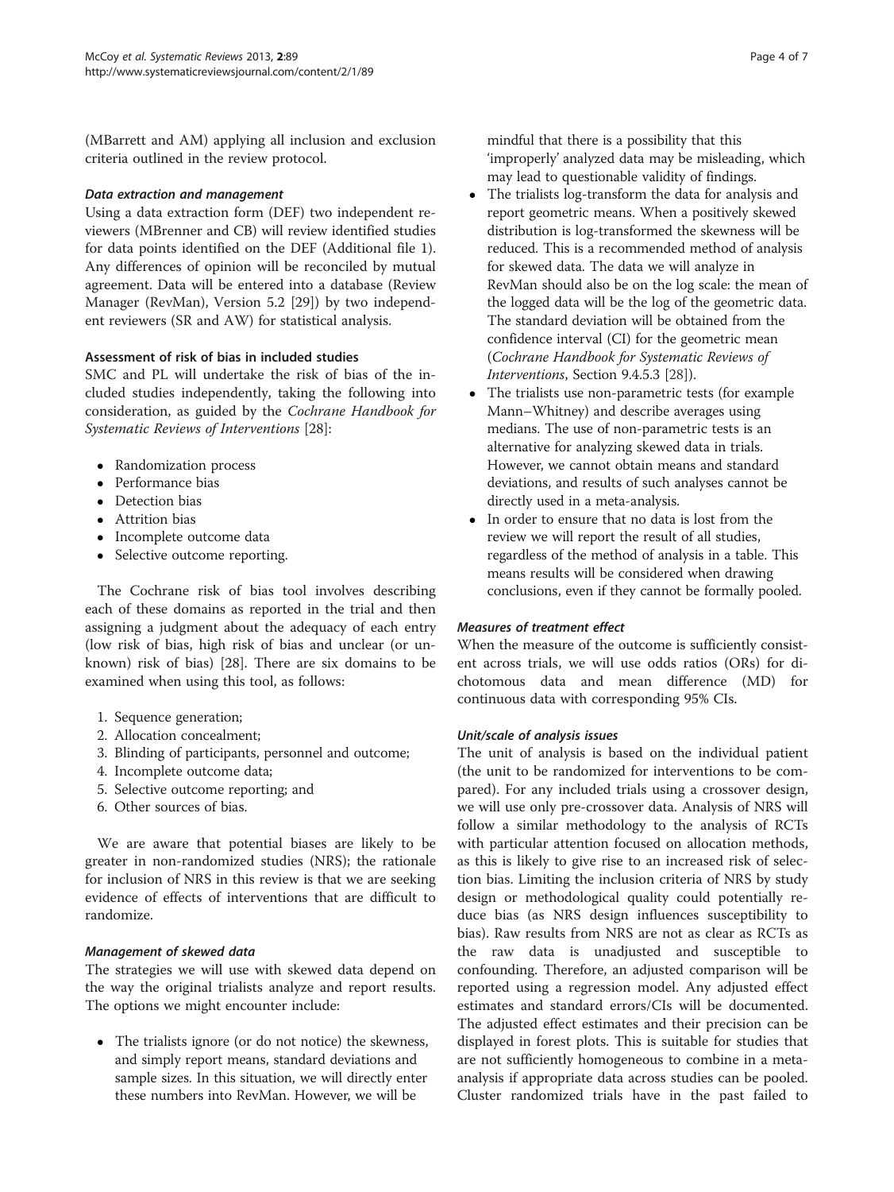(MBarrett and AM) applying all inclusion and exclusion criteria outlined in the review protocol.

### *Data extraction and management*

Using a data extraction form (DEF) two independent reviewers (MBrenner and CB) will review identified studies for data points identified on the DEF (Additional file 1). Any differences of opinion will be reconciled by mutual agreement. Data will be entered into a database (Review Manager (RevMan), Version 5.2 [29]) by two independent reviewers (SR and AW) for statistical analysis.

### Assessment of risk of bias in included studies

SMC and PL will undertake the risk of bias of the included studies independently, taking the following into consideration, as guided by the *Cochrane Handbook for Systematic Reviews of Interventions* [28]:

- Randomization process
- Performance bias
- Detection bias
- Attrition bias
- Incomplete outcome data
- Selective outcome reporting.

The Cochrane risk of bias tool involves describing each of these domains as reported in the trial and then assigning a judgment about the adequacy of each entry (low risk of bias, high risk of bias and unclear (or unknown) risk of bias) [28]. There are six domains to be examined when using this tool, as follows:

1. Sequence generation;
2. Allocation concealment;
3. Blinding of participants, personnel and outcome;
4. Incomplete outcome data;
5. Selective outcome reporting; and
6. Other sources of bias.

We are aware that potential biases are likely to be greater in non-randomized studies (NRS); the rationale for inclusion of NRS in this review is that we are seeking evidence of effects of interventions that are difficult to randomize.

### *Management of skewed data*

The strategies we will use with skewed data depend on the way the original trialists analyze and report results. The options we might encounter include:

- The trialists ignore (or do not notice) the skewness, and simply report means, standard deviations and sample sizes. In this situation, we will directly enter these numbers into RevMan. However, we will be mindful that there is a possibility that this 'improperly' analyzed data may be misleading, which may lead to questionable validity of findings.
- The trialists log-transform the data for analysis and report geometric means. When a positively skewed distribution is log-transformed the skewness will be reduced. This is a recommended method of analysis for skewed data. The data we will analyze in RevMan should also be on the log scale: the mean of the logged data will be the log of the geometric data. The standard deviation will be obtained from the confidence interval (CI) for the geometric mean (*Cochrane Handbook for Systematic Reviews of Interventions*, Section 9.4.5.3 [28]).
- The trialists use non-parametric tests (for example Mann–Whitney) and describe averages using medians. The use of non-parametric tests is an alternative for analyzing skewed data in trials. However, we cannot obtain means and standard deviations, and results of such analyses cannot be directly used in a meta-analysis.
- In order to ensure that no data is lost from the review we will report the result of all studies, regardless of the method of analysis in a table. This means results will be considered when drawing conclusions, even if they cannot be formally pooled.

### *Measures of treatment effect*

When the measure of the outcome is sufficiently consistent across trials, we will use odds ratios (ORs) for dichotomous data and mean difference (MD) for continuous data with corresponding 95% CIs.

### *Unit/scale of analysis issues*

The unit of analysis is based on the individual patient (the unit to be randomized for interventions to be compared). For any included trials using a crossover design, we will use only pre-crossover data. Analysis of NRS will follow a similar methodology to the analysis of RCTs with particular attention focused on allocation methods, as this is likely to give rise to an increased risk of selection bias. Limiting the inclusion criteria of NRS by study design or methodological quality could potentially reduce bias (as NRS design influences susceptibility to bias). Raw results from NRS are not as clear as RCTs as the raw data is unadjusted and susceptible to confounding. Therefore, an adjusted comparison will be reported using a regression model. Any adjusted effect estimates and standard errors/CIs will be documented. The adjusted effect estimates and their precision can be displayed in forest plots. This is suitable for studies that are not sufficiently homogeneous to combine in a meta-analysis if appropriate data across studies can be pooled. Cluster randomized trials have in the past failed to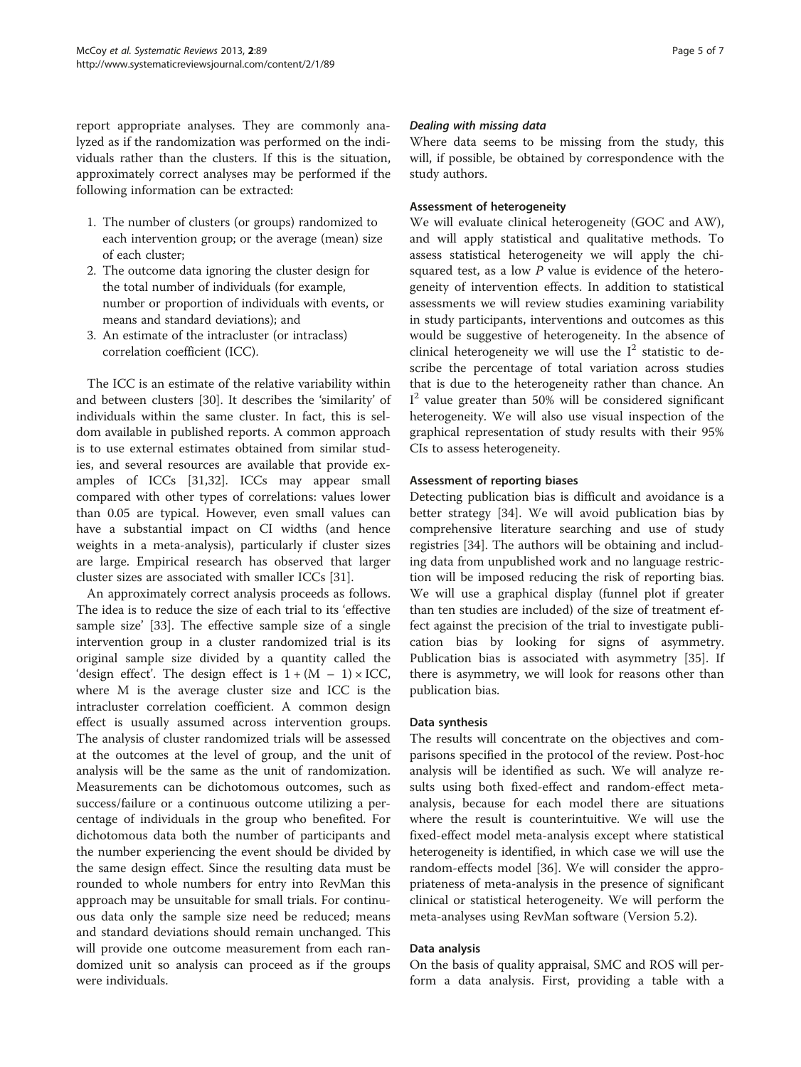report appropriate analyses. They are commonly analyzed as if the randomization was performed on the individuals rather than the clusters. If this is the situation, approximately correct analyses may be performed if the following information can be extracted:

1. The number of clusters (or groups) randomized to each intervention group; or the average (mean) size of each cluster;
2. The outcome data ignoring the cluster design for the total number of individuals (for example, number or proportion of individuals with events, or means and standard deviations); and
3. An estimate of the intracluster (or intraclass) correlation coefficient (ICC).

The ICC is an estimate of the relative variability within and between clusters [30]. It describes the 'similarity' of individuals within the same cluster. In fact, this is seldom available in published reports. A common approach is to use external estimates obtained from similar studies, and several resources are available that provide examples of ICCs [31,32]. ICCs may appear small compared with other types of correlations: values lower than 0.05 are typical. However, even small values can have a substantial impact on CI widths (and hence weights in a meta-analysis), particularly if cluster sizes are large. Empirical research has observed that larger cluster sizes are associated with smaller ICCs [31].

An approximately correct analysis proceeds as follows. The idea is to reduce the size of each trial to its 'effective sample size' [33]. The effective sample size of a single intervention group in a cluster randomized trial is its original sample size divided by a quantity called the 'design effect'. The design effect is $1 + (M - 1) \times ICC$, where M is the average cluster size and ICC is the intracluster correlation coefficient. A common design effect is usually assumed across intervention groups. The analysis of cluster randomized trials will be assessed at the outcomes at the level of group, and the unit of analysis will be the same as the unit of randomization. Measurements can be dichotomous outcomes, such as success/failure or a continuous outcome utilizing a percentage of individuals in the group who benefited. For dichotomous data both the number of participants and the number experiencing the event should be divided by the same design effect. Since the resulting data must be rounded to whole numbers for entry into RevMan this approach may be unsuitable for small trials. For continuous data only the sample size need be reduced; means and standard deviations should remain unchanged. This will provide one outcome measurement from each randomized unit so analysis can proceed as if the groups were individuals.

#### *Dealing with missing data*

Where data seems to be missing from the study, this will, if possible, be obtained by correspondence with the study authors.

#### Assessment of heterogeneity

We will evaluate clinical heterogeneity (GOC and AW), and will apply statistical and qualitative methods. To assess statistical heterogeneity we will apply the chi-squared test, as a low *P* value is evidence of the heterogeneity of intervention effects. In addition to statistical assessments we will review studies examining variability in study participants, interventions and outcomes as this would be suggestive of heterogeneity. In the absence of clinical heterogeneity we will use the $I^2$ statistic to describe the percentage of total variation across studies that is due to the heterogeneity rather than chance. An $I^2$ value greater than 50% will be considered significant heterogeneity. We will also use visual inspection of the graphical representation of study results with their 95% CIs to assess heterogeneity.

#### Assessment of reporting biases

Detecting publication bias is difficult and avoidance is a better strategy [34]. We will avoid publication bias by comprehensive literature searching and use of study registries [34]. The authors will be obtaining and including data from unpublished work and no language restriction will be imposed reducing the risk of reporting bias. We will use a graphical display (funnel plot if greater than ten studies are included) of the size of treatment effect against the precision of the trial to investigate publication bias by looking for signs of asymmetry. Publication bias is associated with asymmetry [35]. If there is asymmetry, we will look for reasons other than publication bias.

#### Data synthesis

The results will concentrate on the objectives and comparisons specified in the protocol of the review. Post-hoc analysis will be identified as such. We will analyze results using both fixed-effect and random-effect meta-analysis, because for each model there are situations where the result is counterintuitive. We will use the fixed-effect model meta-analysis except where statistical heterogeneity is identified, in which case we will use the random-effects model [36]. We will consider the appropriateness of meta-analysis in the presence of significant clinical or statistical heterogeneity. We will perform the meta-analyses using RevMan software (Version 5.2).

#### Data analysis

On the basis of quality appraisal, SMC and ROS will perform a data analysis. First, providing a table with a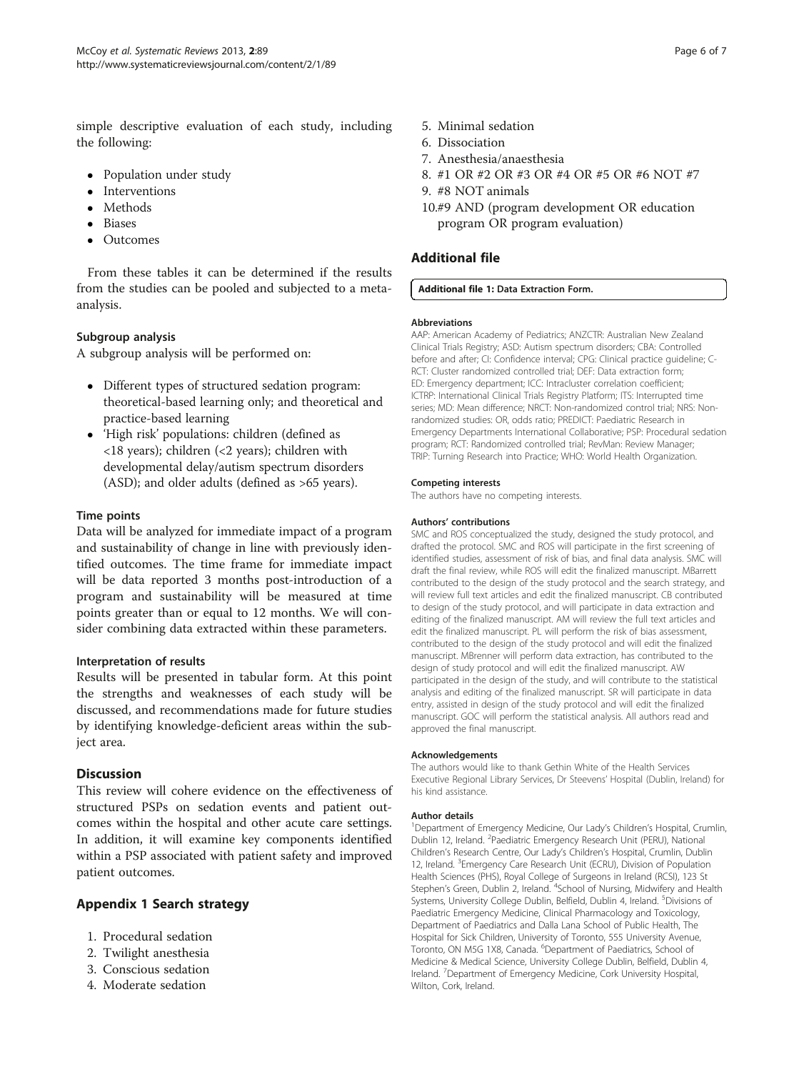simple descriptive evaluation of each study, including the following:

- Population under study
- Interventions
- Methods
- Biases
- Outcomes

From these tables it can be determined if the results from the studies can be pooled and subjected to a meta-analysis.

### Subgroup analysis

A subgroup analysis will be performed on:

- Different types of structured sedation program: theoretical-based learning only; and theoretical and practice-based learning
- 'High risk' populations: children (defined as <18 years); children (<2 years); children with developmental delay/autism spectrum disorders (ASD); and older adults (defined as >65 years).

### Time points

Data will be analyzed for immediate impact of a program and sustainability of change in line with previously identified outcomes. The time frame for immediate impact will be data reported 3 months post-introduction of a program and sustainability will be measured at time points greater than or equal to 12 months. We will consider combining data extracted within these parameters.

### Interpretation of results

Results will be presented in tabular form. At this point the strengths and weaknesses of each study will be discussed, and recommendations made for future studies by identifying knowledge-deficient areas within the subject area.

## Discussion

This review will cohere evidence on the effectiveness of structured PSPs on sedation events and patient outcomes within the hospital and other acute care settings. In addition, it will examine key components identified within a PSP associated with patient safety and improved patient outcomes.

## Appendix 1 Search strategy

1. Procedural sedation
2. Twilight anesthesia
3. Conscious sedation
4. Moderate sedation
5. Minimal sedation
6. Dissociation
7. Anesthesia/anaesthesia
8. #1 OR #2 OR #3 OR #4 OR #5 OR #6 NOT #7
9. #8 NOT animals
10. #9 AND (program development OR education program OR program evaluation)

## Additional file

**Additional file 1: Data Extraction Form.**

#### Abbreviations

AAP: American Academy of Pediatrics; ANZCTR: Australian New Zealand Clinical Trials Registry; ASD: Autism spectrum disorders; CBA: Controlled before and after; CI: Confidence interval; CPG: Clinical practice guideline; C-RCT: Cluster randomized controlled trial; DEF: Data extraction form; ED: Emergency department; ICC: Intracluster correlation coefficient; ICTRP: International Clinical Trials Registry Platform; ITS: Interrupted time series; MD: Mean difference; NRCT: Non-randomized control trial; NRS: Non-randomized studies: OR, odds ratio; PREDICT: Paediatric Research in Emergency Departments International Collaborative; PSP: Procedural sedation program; RCT: Randomized controlled trial; RevMan: Review Manager; TRIP: Turning Research into Practice; WHO: World Health Organization.

#### Competing interests

The authors have no competing interests.

#### Authors' contributions

SMC and ROS conceptualized the study, designed the study protocol, and drafted the protocol. SMC and ROS will participate in the first screening of identified studies, assessment of risk of bias, and final data analysis. SMC will draft the final review, while ROS will edit the finalized manuscript. MBarrett contributed to the design of the study protocol and the search strategy, and will review full text articles and edit the finalized manuscript. CB contributed to design of the study protocol, and will participate in data extraction and editing of the finalized manuscript. AM will review the full text articles and edit the finalized manuscript. PL will perform the risk of bias assessment, contributed to the design of the study protocol and will edit the finalized manuscript. MBrenner will perform data extraction, has contributed to the design of study protocol and will edit the finalized manuscript. AW participated in the design of the study, and will contribute to the statistical analysis and editing of the finalized manuscript. SR will participate in data entry, assisted in design of the study protocol and will edit the finalized manuscript. GOC will perform the statistical analysis. All authors read and approved the final manuscript.

#### Acknowledgements

The authors would like to thank Gethin White of the Health Services Executive Regional Library Services, Dr Steevens' Hospital (Dublin, Ireland) for his kind assistance.

#### Author details

[1]Department of Emergency Medicine, Our Lady's Children's Hospital, Crumlin, Dublin 12, Ireland. [2]Paediatric Emergency Research Unit (PERU), National Children's Research Centre, Our Lady's Children's Hospital, Crumlin, Dublin 12, Ireland. [3]Emergency Care Research Unit (ECRU), Division of Population Health Sciences (PHS), Royal College of Surgeons in Ireland (RCSI), 123 St Stephen's Green, Dublin 2, Ireland. [4]School of Nursing, Midwifery and Health Systems, University College Dublin, Belfield, Dublin 4, Ireland. [5]Divisions of Paediatric Emergency Medicine, Clinical Pharmacology and Toxicology, Department of Paediatrics and Dalla Lana School of Public Health, The Hospital for Sick Children, University of Toronto, 555 University Avenue, Toronto, ON M5G 1X8, Canada. [6]Department of Paediatrics, School of Medicine & Medical Science, University College Dublin, Belfield, Dublin 4, Ireland. [7]Department of Emergency Medicine, Cork University Hospital, Wilton, Cork, Ireland.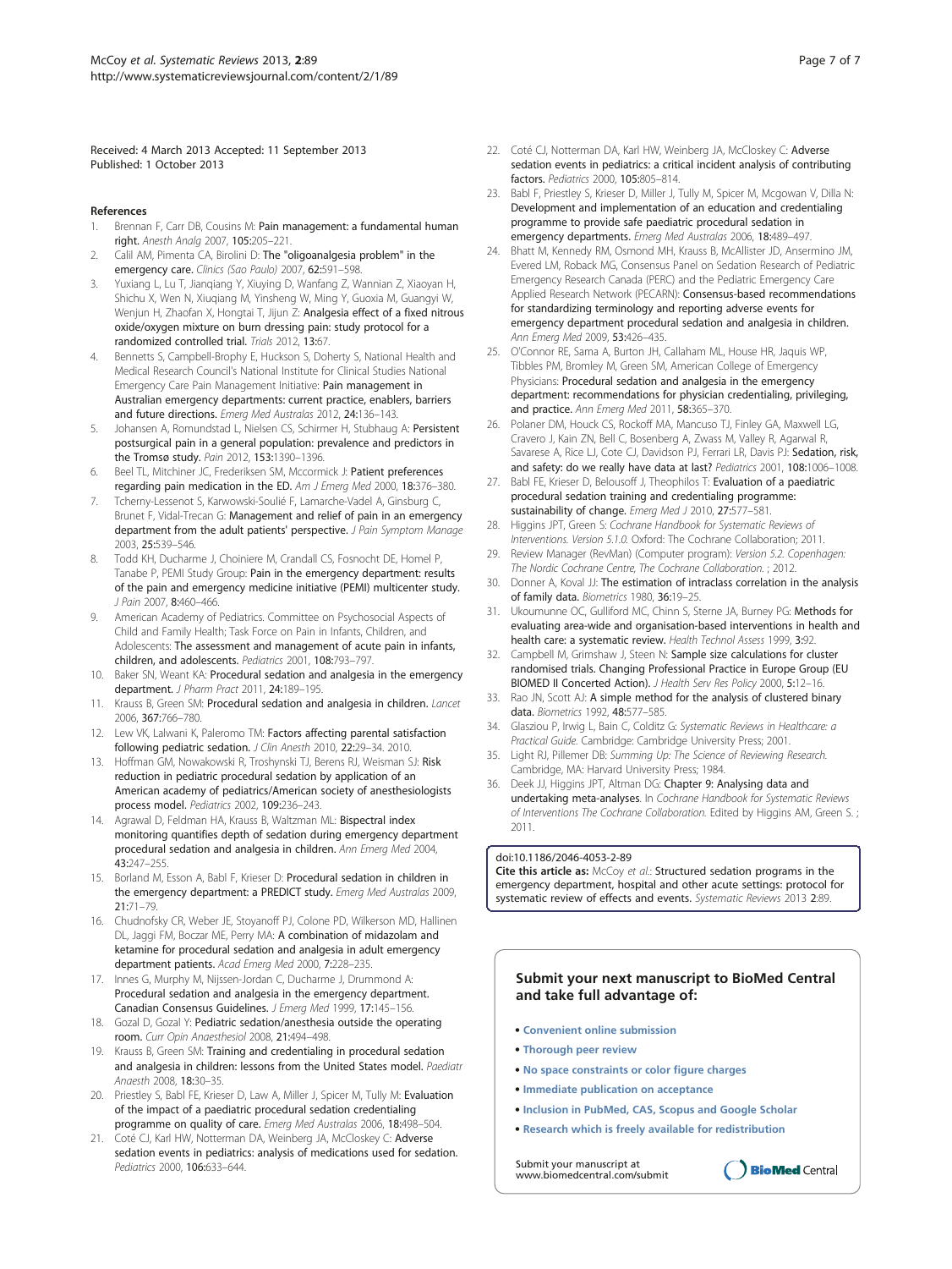Received: 4 March 2013 Accepted: 11 September 2013
Published: 1 October 2013

## References

1. Brennan F, Carr DB, Cousins M: **Pain management: a fundamental human right.** *Anesth Analg* 2007, **105:**205–221.
2. Calil AM, Pimenta CA, Birolini D: **The "oligoanalgesia problem" in the emergency care.** *Clinics (Sao Paulo)* 2007, **62:**591–598.
3. Yuxiang L, Lu T, Jianqiang Y, Xiuying D, Wanfang Z, Wannian Z, Xiaoyan H, Shichu X, Wen N, Xiuqiang M, Yinsheng W, Ming Y, Guoxia M, Guangyi W, Wenjun H, Zhaofan X, Hongtai T, Jijun Z: **Analgesia effect of a fixed nitrous oxide/oxygen mixture on burn dressing pain: study protocol for a randomized controlled trial.** *Trials* 2012, **13:**67.
4. Bennetts S, Campbell-Brophy E, Huckson S, Doherty S, National Health and Medical Research Council's National Institute for Clinical Studies National Emergency Care Pain Management Initiative: **Pain management in Australian emergency departments: current practice, enablers, barriers and future directions.** *Emerg Med Australas* 2012, **24:**136–143.
5. Johansen A, Romundstad L, Nielsen CS, Schirmer H, Stubhaug A: **Persistent postsurgical pain in a general population: prevalence and predictors in the Tromsø study.** *Pain* 2012, **153:**1390–1396.
6. Beel TL, Mitchiner JC, Frederiksen SM, Mccormick J: **Patient preferences regarding pain medication in the ED.** *Am J Emerg Med* 2000, **18:**376–380.
7. Tcherny-Lessenot S, Karwowski-Soulié F, Lamarche-Vadel A, Ginsburg C, Brunet F, Vidal-Trecan G: **Management and relief of pain in an emergency department from the adult patients' perspective.** *J Pain Symptom Manage* 2003, **25:**539–546.
8. Todd KH, Ducharme J, Choiniere M, Crandall CS, Fosnocht DE, Homel P, Tanabe P, PEMI Study Group: **Pain in the emergency department: results of the pain and emergency medicine initiative (PEMI) multicenter study.** *J Pain* 2007, **8:**460–466.
9. American Academy of Pediatrics. Committee on Psychosocial Aspects of Child and Family Health; Task Force on Pain in Infants, Children, and Adolescents: **The assessment and management of acute pain in infants, children, and adolescents.** *Pediatrics* 2001, **108:**793–797.
10. Baker SN, Weant KA: **Procedural sedation and analgesia in the emergency department.** *J Pharm Pract* 2011, **24:**189–195.
11. Krauss B, Green SM: **Procedural sedation and analgesia in children.** *Lancet* 2006, **367:**766–780.
12. Lew VK, Lalwani K, Palermo TM: **Factors affecting parental satisfaction following pediatric sedation.** *J Clin Anesth* 2010, **22:**29–34. 2010.
13. Hoffman GM, Nowakowski R, Troshynski TJ, Berens RJ, Weisman SJ: **Risk reduction in pediatric procedural sedation by application of an American academy of pediatrics/American society of anesthesiologists process model.** *Pediatrics* 2002, **109:**236–243.
14. Agrawal D, Feldman HA, Krauss B, Waltzman ML: **Bispectral index monitoring quantifies depth of sedation during emergency department procedural sedation and analgesia in children.** *Ann Emerg Med* 2004, **43:**247–255.
15. Borland M, Esson A, Babl F, Krieser D: **Procedural sedation in children in the emergency department: a PREDICT study.** *Emerg Med Australas* 2009, **21:**71–79.
16. Chudnofsky CR, Weber JE, Stoyanoff PJ, Colone PD, Wilkerson MD, Hallinen DL, Jaggi FM, Boczar ME, Perry MA: **A combination of midazolam and ketamine for procedural sedation and analgesia in adult emergency department patients.** *Acad Emerg Med* 2000, **7:**228–235.
17. Innes G, Murphy M, Nijssen-Jordan C, Ducharme J, Drummond A: **Procedural sedation and analgesia in the emergency department. Canadian Consensus Guidelines.** *J Emerg Med* 1999, **17:**145–156.
18. Gozal D, Gozal Y: **Pediatric sedation/anesthesia outside the operating room.** *Curr Opin Anaesthesiol* 2008, **21:**494–498.
19. Krauss B, Green SM: **Training and credentialing in procedural sedation and analgesia in children: lessons from the United States model.** *Paediatr Anaesth* 2008, **18:**30–35.
20. Priestley S, Babl FE, Krieser D, Law A, Miller J, Spicer M, Tully M: **Evaluation of the impact of a paediatric procedural sedation credentialing programme on quality of care.** *Emerg Med Australas* 2006, **18:**498–504.
21. Coté CJ, Karl HW, Notterman DA, Weinberg JA, McCloskey C: **Adverse sedation events in pediatrics: analysis of medications used for sedation.** *Pediatrics* 2000, **106:**633–644.
22. Coté CJ, Notterman DA, Karl HW, Weinberg JA, McCloskey C: **Adverse sedation events in pediatrics: a critical incident analysis of contributing factors.** *Pediatrics* 2000, **105:**805–814.
23. Babl F, Priestley S, Krieser D, Miller J, Tully M, Spicer M, Mcgowan V, Dilla N: **Development and implementation of an education and credentialing programme to provide safe paediatric procedural sedation in emergency departments.** *Emerg Med Australas* 2006, **18:**489–497.
24. Bhatt M, Kennedy RM, Osmond MH, Krauss B, McAllister JD, Ansermino JM, Evered LM, Roback MG, Consensus Panel on Sedation Research of Pediatric Emergency Research Canada (PERC) and the Pediatric Emergency Care Applied Research Network (PECARN): **Consensus-based recommendations for standardizing terminology and reporting adverse events for emergency department procedural sedation and analgesia in children.** *Ann Emerg Med* 2009, **53:**426–435.
25. O'Connor RE, Sama A, Burton JH, Callaham ML, House HR, Jaquis WP, Tibbles PM, Bromley M, Green SM, American College of Emergency Physicians: **Procedural sedation and analgesia in the emergency department: recommendations for physician credentialing, privileging, and practice.** *Ann Emerg Med* 2011, **58:**365–370.
26. Polaner DM, Houck CS, Rockoff MA, Mancuso TJ, Finley GA, Maxwell LG, Cravero J, Kain ZN, Bell C, Bosenberg A, Zwass M, Valley R, Agarwal R, Savarese A, Rice LJ, Cote CJ, Davidson PJ, Ferrari LR, Davis PJ: **Sedation, risk, and safety: do we really have data at last?** *Pediatrics* 2001, **108:**1006–1008.
27. Babl FE, Krieser D, Belousoff J, Theophilos T: **Evaluation of a paediatric procedural sedation training and credentialing programme: sustainability of change.** *Emerg Med J* 2010, **27:**577–581.
28. Higgins JPT, Green S: *Cochrane Handbook for Systematic Reviews of Interventions. Version 5.1.0.* Oxford: The Cochrane Collaboration; 2011.
29. Review Manager (RevMan) (Computer program): *Version 5.2. Copenhagen: The Nordic Cochrane Centre, The Cochrane Collaboration.* ; 2012.
30. Donner A, Koval JJ: **The estimation of intraclass correlation in the analysis of family data.** *Biometrics* 1980, **36:**19–25.
31. Ukoumunne OC, Gulliford MC, Chinn S, Sterne JA, Burney PG: **Methods for evaluating area-wide and organisation-based interventions in health and health care: a systematic review.** *Health Technol Assess* 1999, **3:**92.
32. Campbell M, Grimshaw J, Steen N: **Sample size calculations for cluster randomised trials. Changing Professional Practice in Europe Group (EU BIOMED II Concerted Action).** *J Health Serv Res Policy* 2000, **5:**12–16.
33. Rao JN, Scott AJ: **A simple method for the analysis of clustered binary data.** *Biometrics* 1992, **48:**577–585.
34. Glasziou P, Irwig L, Bain C, Colditz G: *Systematic Reviews in Healthcare: a Practical Guide.* Cambridge: Cambridge University Press; 2001.
35. Light RJ, Pillemer DB: *Summing Up: The Science of Reviewing Research.* Cambridge, MA: Harvard University Press; 1984.
36. Deek JJ, Higgins JPT, Altman DG: **Chapter 9: Analysing data and undertaking meta-analyses.** In *Cochrane Handbook for Systematic Reviews of Interventions The Cochrane Collaboration.* Edited by Higgins AM, Green S. ; 2011.

doi:10.1186/2046-4053-2-89
**Cite this article as:** McCoy *et al.*: Structured sedation programs in the emergency department, hospital and other acute settings: protocol for systematic review of effects and events. *Systematic Reviews* 2013 **2**:89.

**Submit your next manuscript to BioMed Central and take full advantage of:**

- Convenient online submission
- Thorough peer review
- No space constraints or color figure charges
- Immediate publication on acceptance
- Inclusion in PubMed, CAS, Scopus and Google Scholar
- Research which is freely available for redistribution

Submit your manuscript at
www.biomedcentral.com/submit

BioMed Central